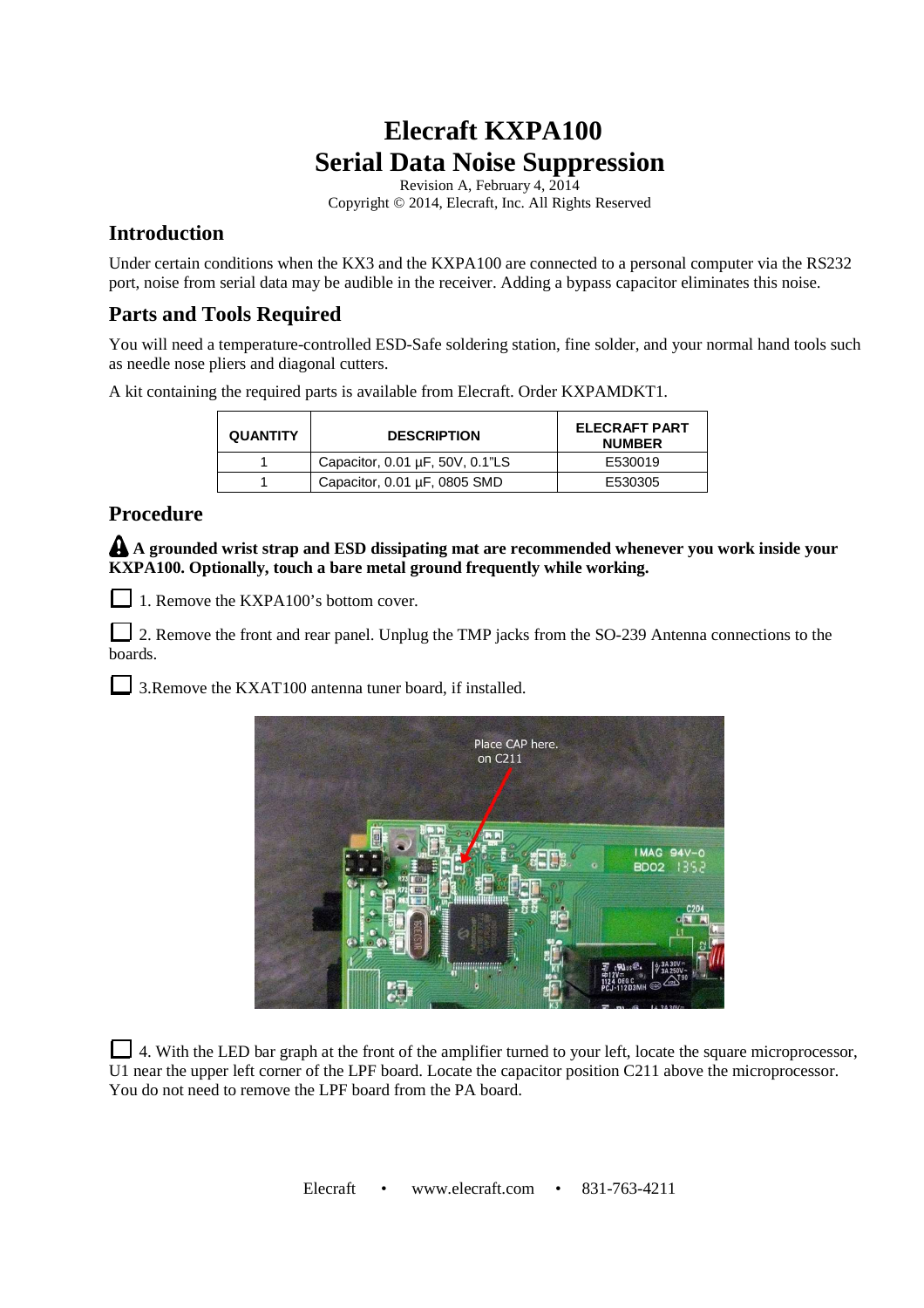# Elecraft KXPA100
# Serial Data Noise Suppression

Revision A, February 4, 2014
Copyright © 2014, Elecraft, Inc. All Rights Reserved

## Introduction

Under certain conditions when the KX3 and the KXPA100 are connected to a personal computer via the RS232 port, noise from serial data may be audible in the receiver. Adding a bypass capacitor eliminates this noise.

## Parts and Tools Required

You will need a temperature-controlled ESD-Safe soldering station, fine solder, and your normal hand tools such as needle nose pliers and diagonal cutters.

A kit containing the required parts is available from Elecraft. Order KXPAMDKT1.

| QUANTITY | DESCRIPTION | ELECRAFT PART NUMBER |
|---|---|---|
| 1 | Capacitor, 0.01 µF, 50V, 0.1"LS | E530019 |
| 1 | Capacitor, 0.01 µF, 0805 SMD | E530305 |

## Procedure

**A grounded wrist strap and ESD dissipating mat are recommended whenever you work inside your KXPA100. Optionally, touch a bare metal ground frequently while working.**

☐ 1. Remove the KXPA100's bottom cover.

☐ 2. Remove the front and rear panel. Unplug the TMP jacks from the SO-239 Antenna connections to the boards.

☐ 3.Remove the KXAT100 antenna tuner board, if installed.

Place CAP here. on C211

☐ 4. With the LED bar graph at the front of the amplifier turned to your left, locate the square microprocessor, U1 near the upper left corner of the LPF board. Locate the capacitor position C211 above the microprocessor. You do not need to remove the LPF board from the PA board.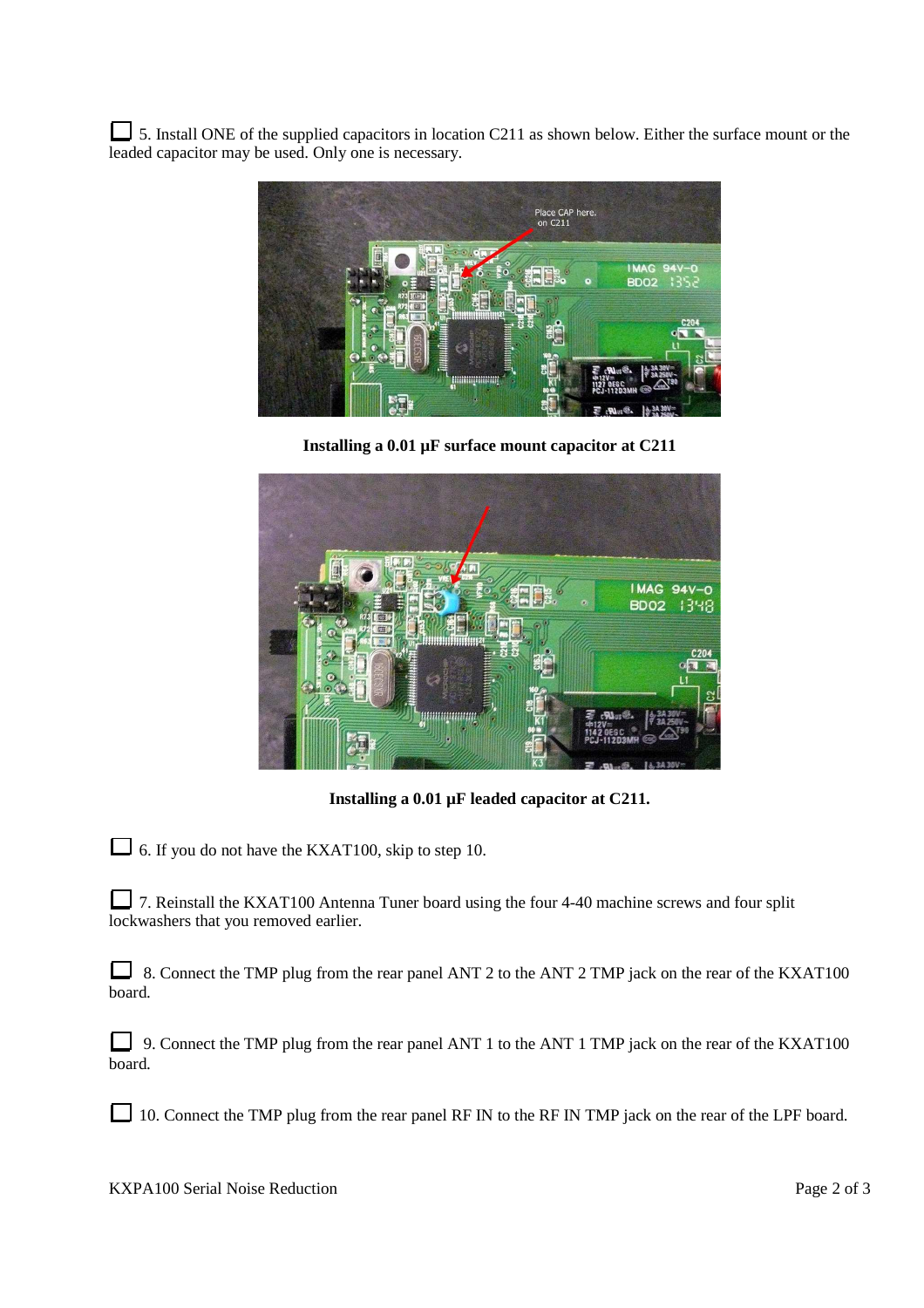☐ 5. Install ONE of the supplied capacitors in location C211 as shown below. Either the surface mount or the leaded capacitor may be used. Only one is necessary.

**Installing a 0.01 µF surface mount capacitor at C211**

**Installing a 0.01 µF leaded capacitor at C211.**

☐ 6. If you do not have the KXAT100, skip to step 10.

☐ 7. Reinstall the KXAT100 Antenna Tuner board using the four 4-40 machine screws and four split lockwashers that you removed earlier.

☐ 8. Connect the TMP plug from the rear panel ANT 2 to the ANT 2 TMP jack on the rear of the KXAT100 board.

☐ 9. Connect the TMP plug from the rear panel ANT 1 to the ANT 1 TMP jack on the rear of the KXAT100 board.

☐ 10. Connect the TMP plug from the rear panel RF IN to the RF IN TMP jack on the rear of the LPF board.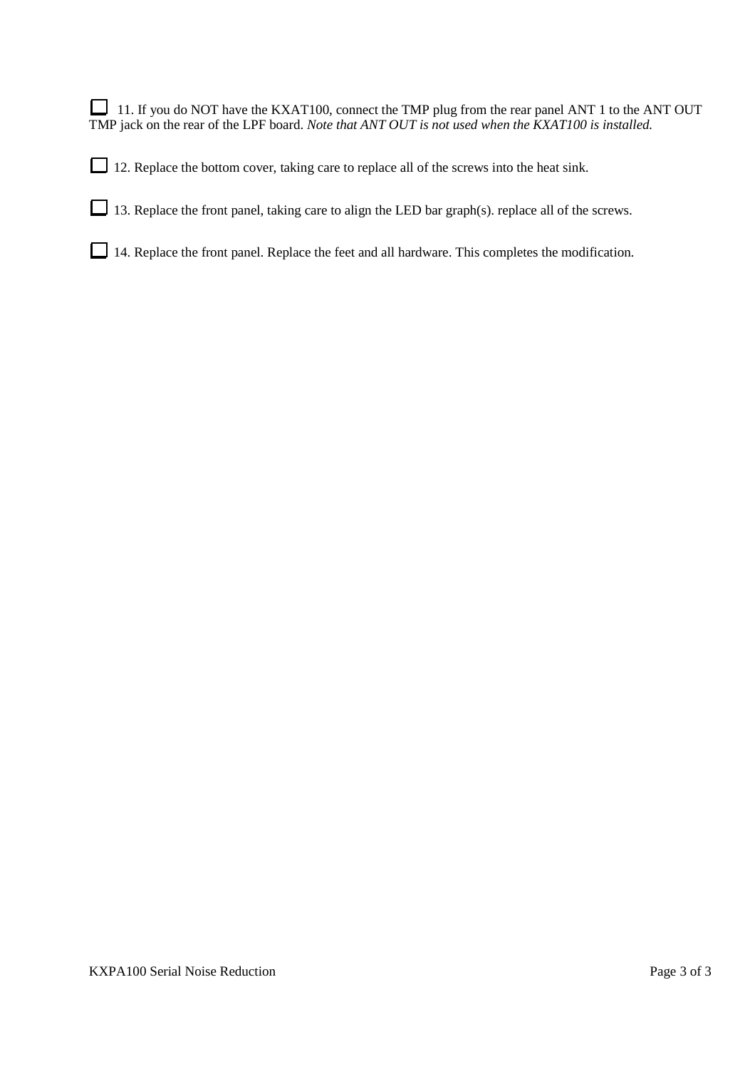- [ ] 11. If you do NOT have the KXAT100, connect the TMP plug from the rear panel ANT 1 to the ANT OUT TMP jack on the rear of the LPF board. *Note that ANT OUT is not used when the KXAT100 is installed.*

- [ ] 12. Replace the bottom cover, taking care to replace all of the screws into the heat sink.

- [ ] 13. Replace the front panel, taking care to align the LED bar graph(s). replace all of the screws.

- [ ] 14. Replace the front panel. Replace the feet and all hardware. This completes the modification.